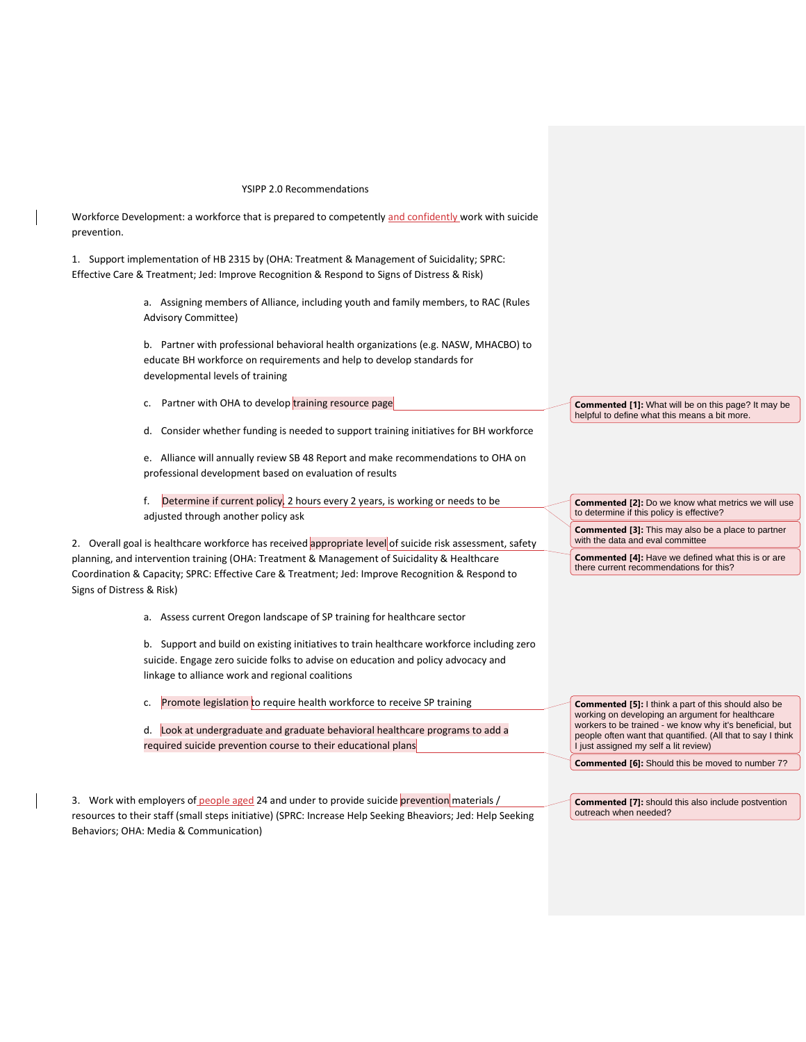# YSIPP 2.0 Recommendations

Workforce Development: a workforce that is prepared to competently and confidently work with suicide prevention.

1. Support implementation of HB 2315 by (OHA: Treatment & Management of Suicidality; SPRC: Effective Care & Treatment; Jed: Improve Recognition & Respond to Signs of Distress & Risk)

   a. Assigning members of Alliance, including youth and family members, to RAC (Rules Advisory Committee)

   b. Partner with professional behavioral health organizations (e.g. NASW, MHACBO) to educate BH workforce on requirements and help to develop standards for developmental levels of training

   c. Partner with OHA to develop training resource page

   d. Consider whether funding is needed to support training initiatives for BH workforce

   e. Alliance will annually review SB 48 Report and make recommendations to OHA on professional development based on evaluation of results

   f. Determine if current policy, 2 hours every 2 years, is working or needs to be adjusted through another policy ask

2. Overall goal is healthcare workforce has received appropriate level of suicide risk assessment, safety planning, and intervention training (OHA: Treatment & Management of Suicidality & Healthcare Coordination & Capacity; SPRC: Effective Care & Treatment; Jed: Improve Recognition & Respond to Signs of Distress & Risk)

   a. Assess current Oregon landscape of SP training for healthcare sector

   b. Support and build on existing initiatives to train healthcare workforce including zero suicide. Engage zero suicide folks to advise on education and policy advocacy and linkage to alliance work and regional coalitions

   c. Promote legislation to require health workforce to receive SP training

   d. Look at undergraduate and graduate behavioral healthcare programs to add a required suicide prevention course to their educational plans

3. Work with employers of people aged 24 and under to provide suicide prevention materials / resources to their staff (small steps initiative) (SPRC: Increase Help Seeking Bheaviors; Jed: Help Seeking Behaviors; OHA: Media & Communication)

**Commented [1]:** What will be on this page? It may be helpful to define what this means a bit more.

**Commented [2]:** Do we know what metrics we will use to determine if this policy is effective?

**Commented [3]:** This may also be a place to partner with the data and eval committee

**Commented [4]:** Have we defined what this is or are there current recommendations for this?

**Commented [5]:** I think a part of this should also be working on developing an argument for healthcare workers to be trained - we know why it's beneficial, but people often want that quantified. (All that to say I think I just assigned my self a lit review)

**Commented [6]:** Should this be moved to number 7?

**Commented [7]:** should this also include postvention outreach when needed?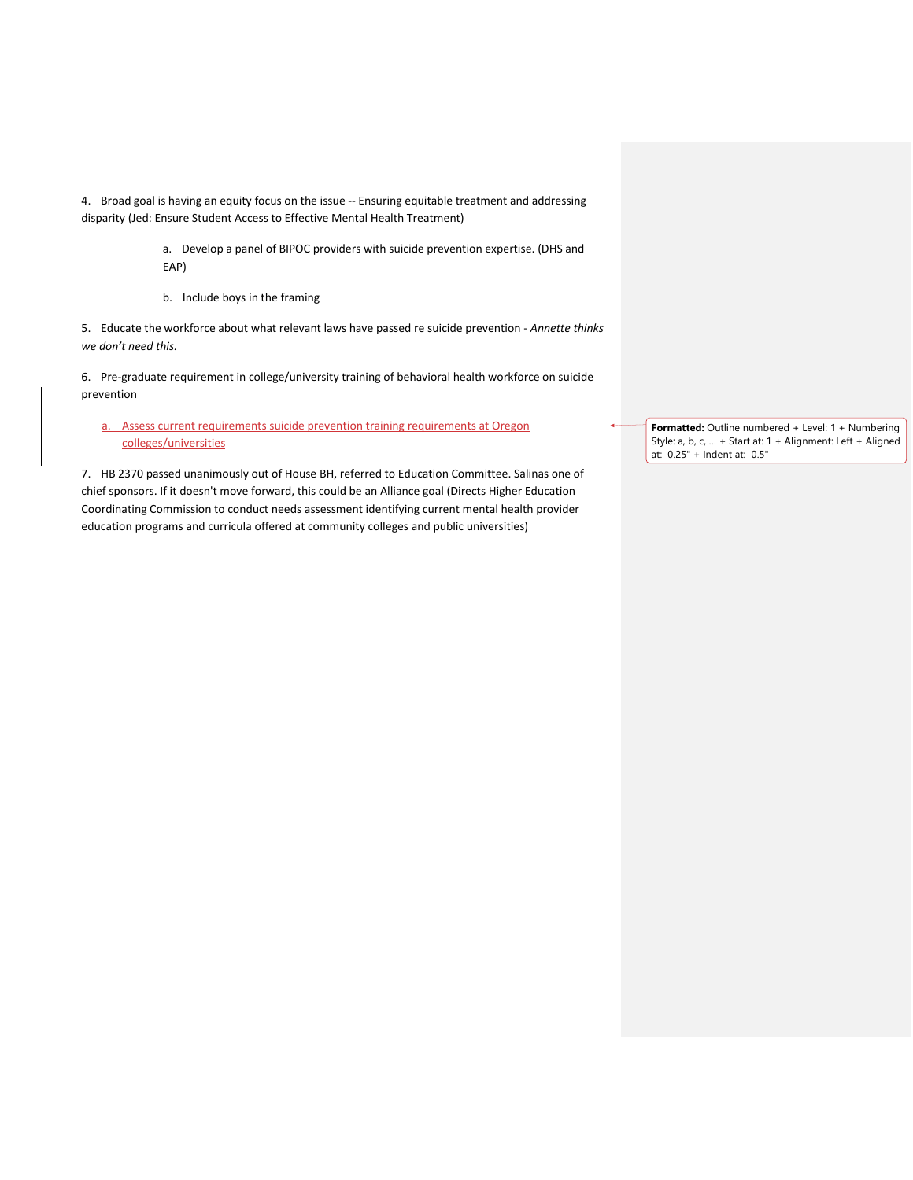4. Broad goal is having an equity focus on the issue -- Ensuring equitable treatment and addressing disparity (Jed: Ensure Student Access to Effective Mental Health Treatment)

    a. Develop a panel of BIPOC providers with suicide prevention expertise. (DHS and EAP)

    b. Include boys in the framing

5. Educate the workforce about what relevant laws have passed re suicide prevention - *Annette thinks we don't need this.*

6. Pre-graduate requirement in college/university training of behavioral health workforce on suicide prevention

    a. Assess current requirements suicide prevention training requirements at Oregon colleges/universities

**Formatted:** Outline numbered + Level: 1 + Numbering Style: a, b, c, ... + Start at: 1 + Alignment: Left + Aligned at: 0.25" + Indent at: 0.5"

7. HB 2370 passed unanimously out of House BH, referred to Education Committee. Salinas one of chief sponsors. If it doesn't move forward, this could be an Alliance goal (Directs Higher Education Coordinating Commission to conduct needs assessment identifying current mental health provider education programs and curricula offered at community colleges and public universities)